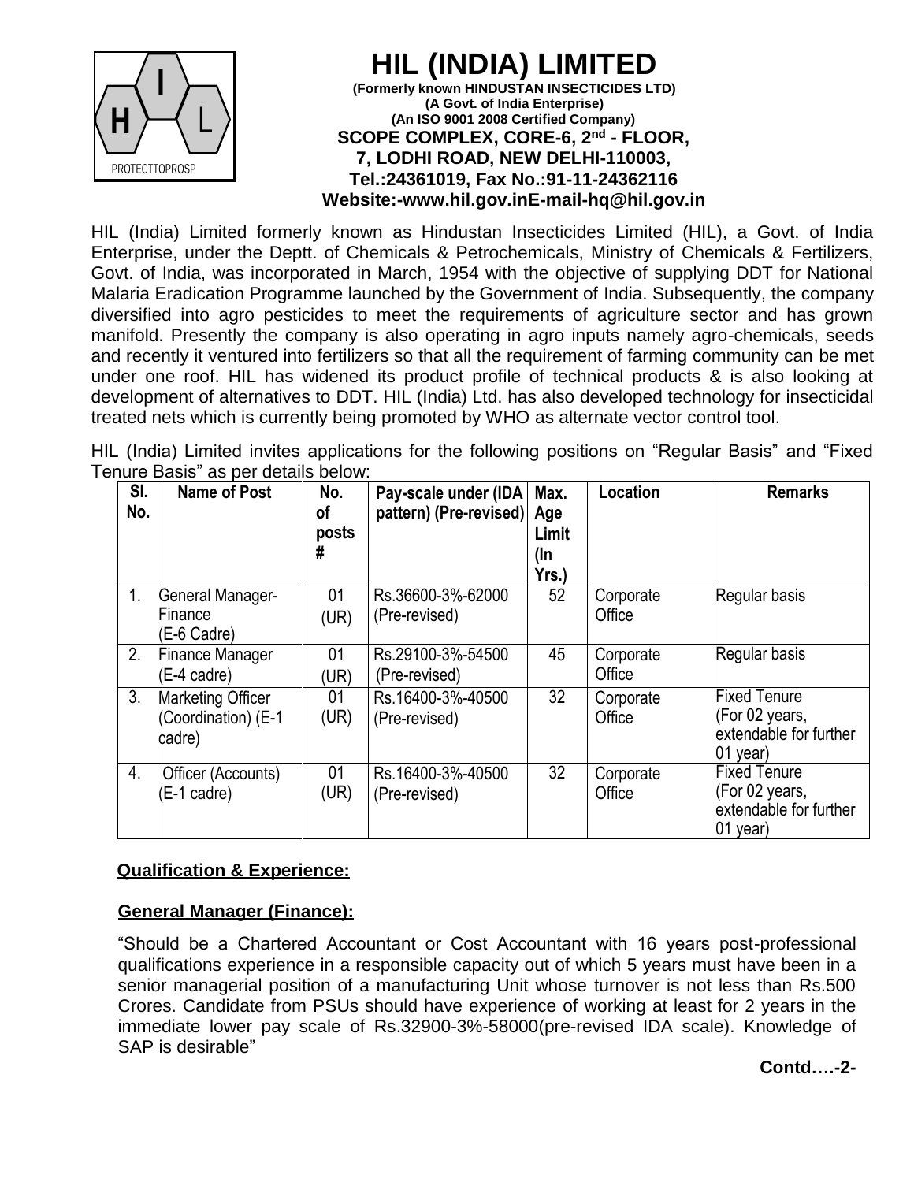# HIL (INDIA) LIMITED

**(Formerly known HINDUSTAN INSECTICIDES LTD)**
**(A Govt. of India Enterprise)**
**(An ISO 9001 2008 Certified Company)**
**SCOPE COMPLEX, CORE-6, 2nd - FLOOR,**
**7, LODHI ROAD, NEW DELHI-110003,**
**Tel.:24361019, Fax No.:91-11-24362116**
**Website:-www.hil.gov.inE-mail-hq@hil.gov.in**

HIL (India) Limited formerly known as Hindustan Insecticides Limited (HIL), a Govt. of India Enterprise, under the Deptt. of Chemicals & Petrochemicals, Ministry of Chemicals & Fertilizers, Govt. of India, was incorporated in March, 1954 with the objective of supplying DDT for National Malaria Eradication Programme launched by the Government of India. Subsequently, the company diversified into agro pesticides to meet the requirements of agriculture sector and has grown manifold. Presently the company is also operating in agro inputs namely agro-chemicals, seeds and recently it ventured into fertilizers so that all the requirement of farming community can be met under one roof. HIL has widened its product profile of technical products & is also looking at development of alternatives to DDT. HIL (India) Ltd. has also developed technology for insecticidal treated nets which is currently being promoted by WHO as alternate vector control tool.

HIL (India) Limited invites applications for the following positions on "Regular Basis" and "Fixed Tenure Basis" as per details below:

| Sl. No. | Name of Post | No. of posts # | Pay-scale under (IDA pattern) (Pre-revised) | Max. Age Limit (In Yrs.) | Location | Remarks |
|---|---|---|---|---|---|---|
| 1. | General Manager-Finance (E-6 Cadre) | 01 (UR) | Rs.36600-3%-62000 (Pre-revised) | 52 | Corporate Office | Regular basis |
| 2. | Finance Manager (E-4 cadre) | 01 (UR) | Rs.29100-3%-54500 (Pre-revised) | 45 | Corporate Office | Regular basis |
| 3. | Marketing Officer (Coordination) (E-1 cadre) | 01 (UR) | Rs.16400-3%-40500 (Pre-revised) | 32 | Corporate Office | Fixed Tenure (For 02 years, extendable for further 01 year) |
| 4. | Officer (Accounts) (E-1 cadre) | 01 (UR) | Rs.16400-3%-40500 (Pre-revised) | 32 | Corporate Office | Fixed Tenure (For 02 years, extendable for further 01 year) |

**Qualification & Experience:**

**General Manager (Finance):**

"Should be a Chartered Accountant or Cost Accountant with 16 years post-professional qualifications experience in a responsible capacity out of which 5 years must have been in a senior managerial position of a manufacturing Unit whose turnover is not less than Rs.500 Crores. Candidate from PSUs should have experience of working at least for 2 years in the immediate lower pay scale of Rs.32900-3%-58000(pre-revised IDA scale). Knowledge of SAP is desirable"

**Contd….-2-**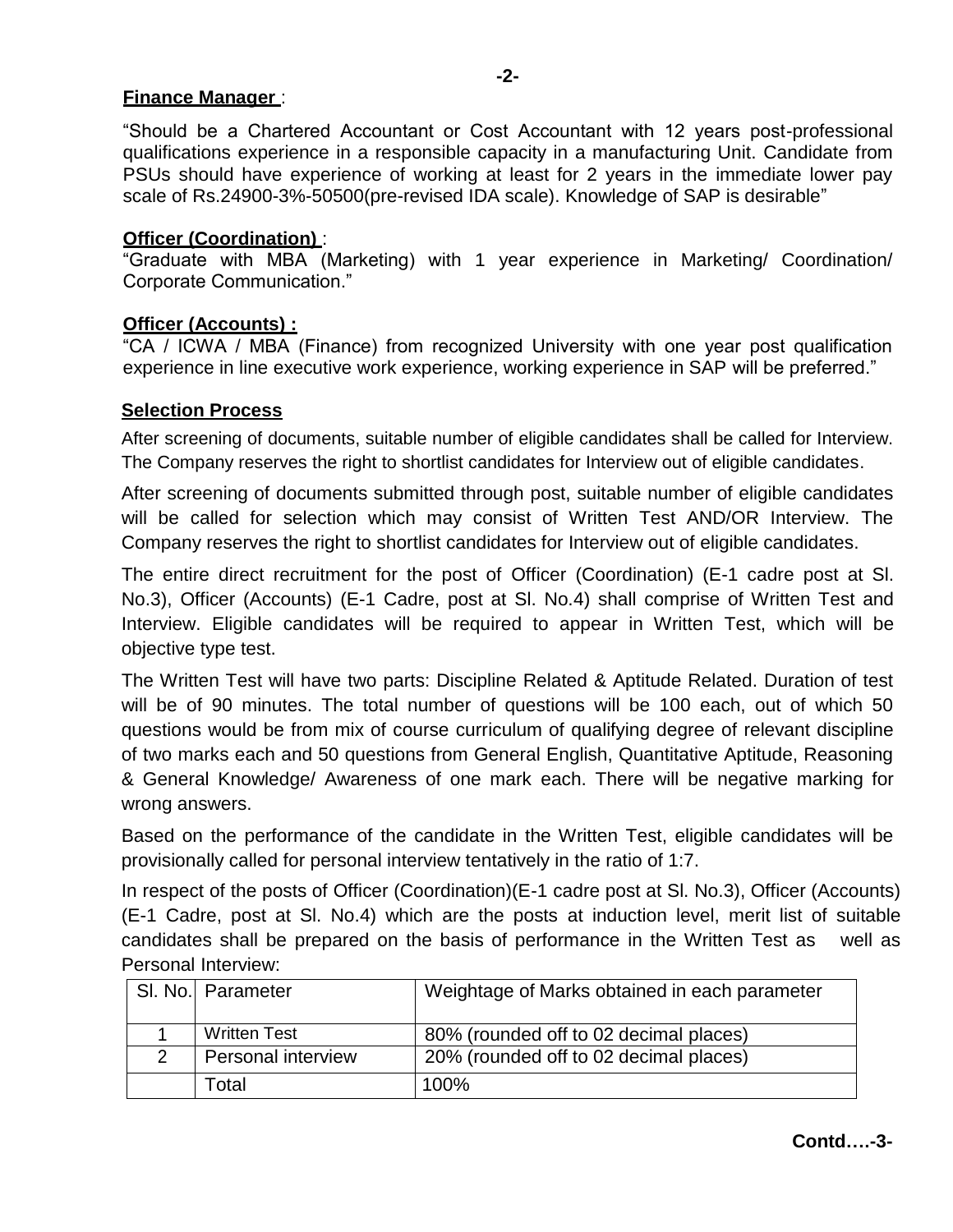**Finance Manager** :

"Should be a Chartered Accountant or Cost Accountant with 12 years post-professional qualifications experience in a responsible capacity in a manufacturing Unit. Candidate from PSUs should have experience of working at least for 2 years in the immediate lower pay scale of Rs.24900-3%-50500(pre-revised IDA scale). Knowledge of SAP is desirable"

**Officer (Coordination)** :

"Graduate with MBA (Marketing) with 1 year experience in Marketing/ Coordination/ Corporate Communication."

**Officer (Accounts) :**

"CA / ICWA / MBA (Finance) from recognized University with one year post qualification experience in line executive work experience, working experience in SAP will be preferred."

**Selection Process**

After screening of documents, suitable number of eligible candidates shall be called for Interview. The Company reserves the right to shortlist candidates for Interview out of eligible candidates.

After screening of documents submitted through post, suitable number of eligible candidates will be called for selection which may consist of Written Test AND/OR Interview. The Company reserves the right to shortlist candidates for Interview out of eligible candidates.

The entire direct recruitment for the post of Officer (Coordination) (E-1 cadre post at Sl. No.3), Officer (Accounts) (E-1 Cadre, post at Sl. No.4) shall comprise of Written Test and Interview. Eligible candidates will be required to appear in Written Test, which will be objective type test.

The Written Test will have two parts: Discipline Related & Aptitude Related. Duration of test will be of 90 minutes. The total number of questions will be 100 each, out of which 50 questions would be from mix of course curriculum of qualifying degree of relevant discipline of two marks each and 50 questions from General English, Quantitative Aptitude, Reasoning & General Knowledge/ Awareness of one mark each. There will be negative marking for wrong answers.

Based on the performance of the candidate in the Written Test, eligible candidates will be provisionally called for personal interview tentatively in the ratio of 1:7.

In respect of the posts of Officer (Coordination)(E-1 cadre post at Sl. No.3), Officer (Accounts) (E-1 Cadre, post at Sl. No.4) which are the posts at induction level, merit list of suitable candidates shall be prepared on the basis of performance in the Written Test as well as Personal Interview:

| Sl. No. | Parameter | Weightage of Marks obtained in each parameter |
|---|---|---|
| 1 | Written Test | 80% (rounded off to 02 decimal places) |
| 2 | Personal interview | 20% (rounded off to 02 decimal places) |
| | Total | 100% |

**Contd….-3-**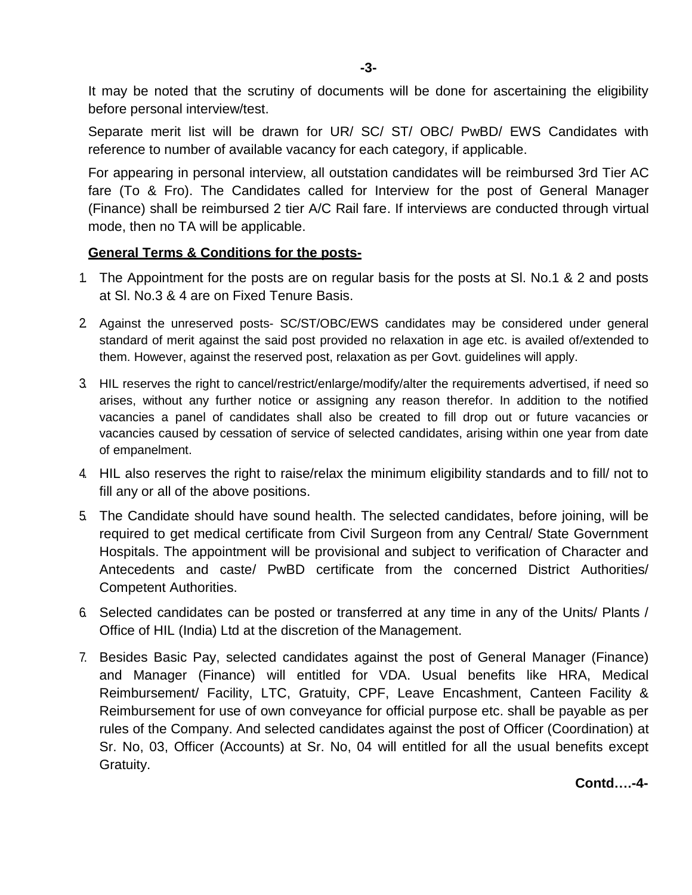It may be noted that the scrutiny of documents will be done for ascertaining the eligibility before personal interview/test.

Separate merit list will be drawn for UR/ SC/ ST/ OBC/ PwBD/ EWS Candidates with reference to number of available vacancy for each category, if applicable.

For appearing in personal interview, all outstation candidates will be reimbursed 3rd Tier AC fare (To & Fro). The Candidates called for Interview for the post of General Manager (Finance) shall be reimbursed 2 tier A/C Rail fare. If interviews are conducted through virtual mode, then no TA will be applicable.

**General Terms & Conditions for the posts-**

1. The Appointment for the posts are on regular basis for the posts at Sl. No.1 & 2 and posts at Sl. No.3 & 4 are on Fixed Tenure Basis.
2. Against the unreserved posts- SC/ST/OBC/EWS candidates may be considered under general standard of merit against the said post provided no relaxation in age etc. is availed of/extended to them. However, against the reserved post, relaxation as per Govt. guidelines will apply.
3. HIL reserves the right to cancel/restrict/enlarge/modify/alter the requirements advertised, if need so arises, without any further notice or assigning any reason therefor. In addition to the notified vacancies a panel of candidates shall also be created to fill drop out or future vacancies or vacancies caused by cessation of service of selected candidates, arising within one year from date of empanelment.
4. HIL also reserves the right to raise/relax the minimum eligibility standards and to fill/ not to fill any or all of the above positions.
5. The Candidate should have sound health. The selected candidates, before joining, will be required to get medical certificate from Civil Surgeon from any Central/ State Government Hospitals. The appointment will be provisional and subject to verification of Character and Antecedents and caste/ PwBD certificate from the concerned District Authorities/ Competent Authorities.
6. Selected candidates can be posted or transferred at any time in any of the Units/ Plants / Office of HIL (India) Ltd at the discretion of the Management.
7. Besides Basic Pay, selected candidates against the post of General Manager (Finance) and Manager (Finance) will entitled for VDA. Usual benefits like HRA, Medical Reimbursement/ Facility, LTC, Gratuity, CPF, Leave Encashment, Canteen Facility & Reimbursement for use of own conveyance for official purpose etc. shall be payable as per rules of the Company. And selected candidates against the post of Officer (Coordination) at Sr. No, 03, Officer (Accounts) at Sr. No, 04 will entitled for all the usual benefits except Gratuity.

**Contd….-4-**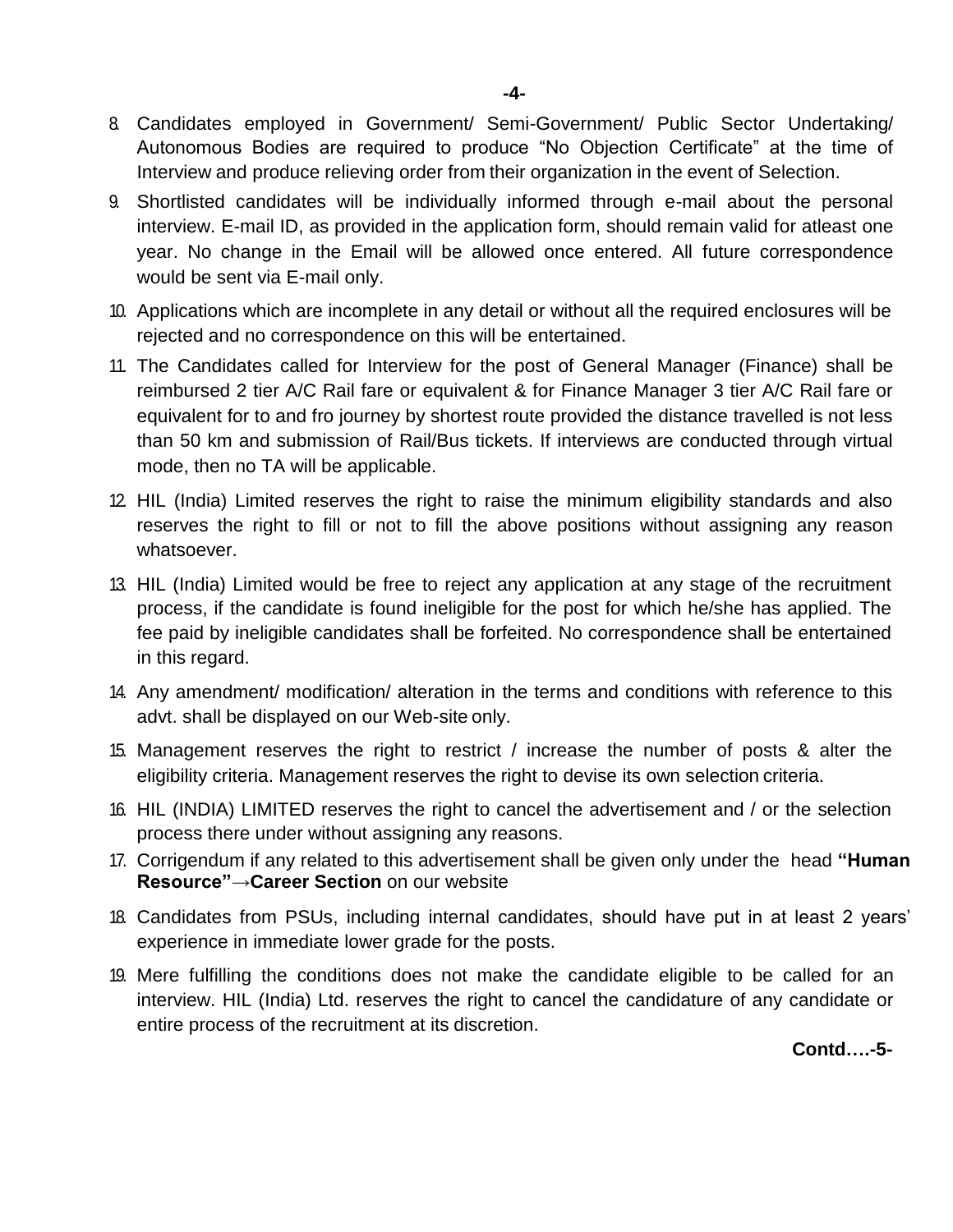8. Candidates employed in Government/ Semi-Government/ Public Sector Undertaking/ Autonomous Bodies are required to produce "No Objection Certificate" at the time of Interview and produce relieving order from their organization in the event of Selection.
9. Shortlisted candidates will be individually informed through e-mail about the personal interview. E-mail ID, as provided in the application form, should remain valid for atleast one year. No change in the Email will be allowed once entered. All future correspondence would be sent via E-mail only.
10. Applications which are incomplete in any detail or without all the required enclosures will be rejected and no correspondence on this will be entertained.
11. The Candidates called for Interview for the post of General Manager (Finance) shall be reimbursed 2 tier A/C Rail fare or equivalent & for Finance Manager 3 tier A/C Rail fare or equivalent for to and fro journey by shortest route provided the distance travelled is not less than 50 km and submission of Rail/Bus tickets. If interviews are conducted through virtual mode, then no TA will be applicable.
12. HIL (India) Limited reserves the right to raise the minimum eligibility standards and also reserves the right to fill or not to fill the above positions without assigning any reason whatsoever.
13. HIL (India) Limited would be free to reject any application at any stage of the recruitment process, if the candidate is found ineligible for the post for which he/she has applied. The fee paid by ineligible candidates shall be forfeited. No correspondence shall be entertained in this regard.
14. Any amendment/ modification/ alteration in the terms and conditions with reference to this advt. shall be displayed on our Web-site only.
15. Management reserves the right to restrict / increase the number of posts & alter the eligibility criteria. Management reserves the right to devise its own selection criteria.
16. HIL (INDIA) LIMITED reserves the right to cancel the advertisement and / or the selection process there under without assigning any reasons.
17. Corrigendum if any related to this advertisement shall be given only under the head **"Human Resource"→Career Section** on our website
18. Candidates from PSUs, including internal candidates, should have put in at least 2 years' experience in immediate lower grade for the posts.
19. Mere fulfilling the conditions does not make the candidate eligible to be called for an interview. HIL (India) Ltd. reserves the right to cancel the candidature of any candidate or entire process of the recruitment at its discretion.

**Contd….-5-**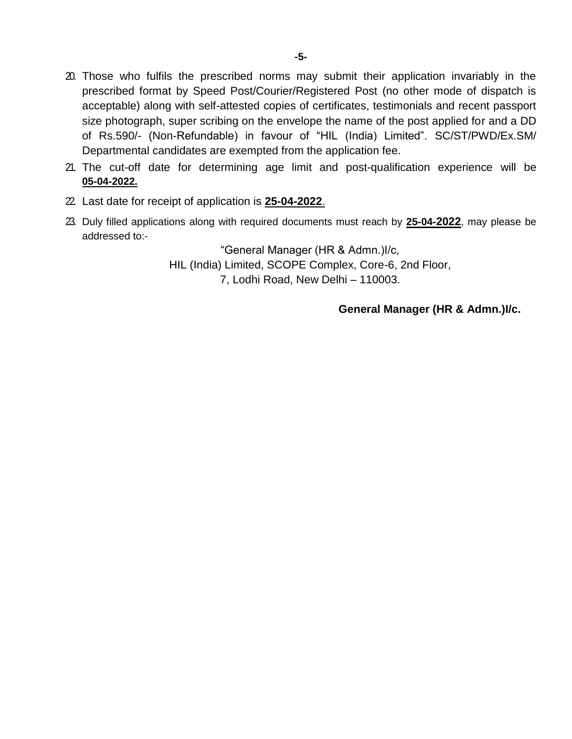20. Those who fulfils the prescribed norms may submit their application invariably in the prescribed format by Speed Post/Courier/Registered Post (no other mode of dispatch is acceptable) along with self-attested copies of certificates, testimonials and recent passport size photograph, super scribing on the envelope the name of the post applied for and a DD of Rs.590/- (Non-Refundable) in favour of "HIL (India) Limited". SC/ST/PWD/Ex.SM/ Departmental candidates are exempted from the application fee.
21. The cut-off date for determining age limit and post-qualification experience will be **05-04-2022.**
22. Last date for receipt of application is **25-04-2022**.
23. Duly filled applications along with required documents must reach by **25-04-2022**, may please be addressed to:-

"General Manager (HR & Admn.)I/c,
HIL (India) Limited, SCOPE Complex, Core-6, 2nd Floor,
7, Lodhi Road, New Delhi – 110003.

**General Manager (HR & Admn.)I/c.**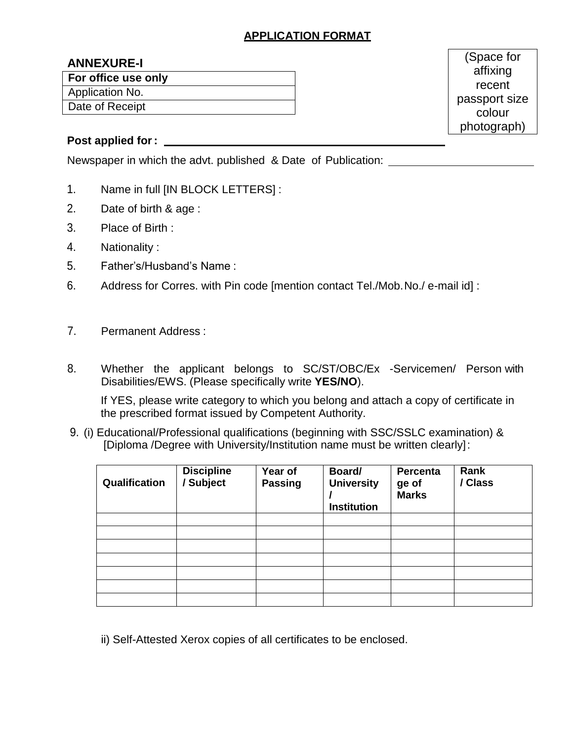# APPLICATION FORMAT

**ANNEXURE-I**

| **For office use only** |
|---|
| Application No. |
| Date of Receipt |

(Space for affixing recent passport size colour photograph)

**Post applied for :** ____________________

Newspaper in which the advt. published & Date of Publication: ____________________

1. Name in full [IN BLOCK LETTERS] :
2. Date of birth & age :
3. Place of Birth :
4. Nationality :
5. Father's/Husband's Name :
6. Address for Corres. with Pin code [mention contact Tel./Mob.No./ e-mail id] :
7. Permanent Address :
8. Whether the applicant belongs to SC/ST/OBC/Ex -Servicemen/ Person with Disabilities/EWS. (Please specifically write **YES/NO**).

   If YES, please write category to which you belong and attach a copy of certificate in the prescribed format issued by Competent Authority.

9. (i) Educational/Professional qualifications (beginning with SSC/SSLC examination) & [Diploma /Degree with University/Institution name must be written clearly] :

| **Qualification** | **Discipline / Subject** | **Year of Passing** | **Board/ University / Institution** | **Percentage of Marks** | **Rank / Class** |
|---|---|---|---|---|---|
| | | | | | |
| | | | | | |
| | | | | | |
| | | | | | |
| | | | | | |
| | | | | | |
| | | | | | |

ii) Self-Attested Xerox copies of all certificates to be enclosed.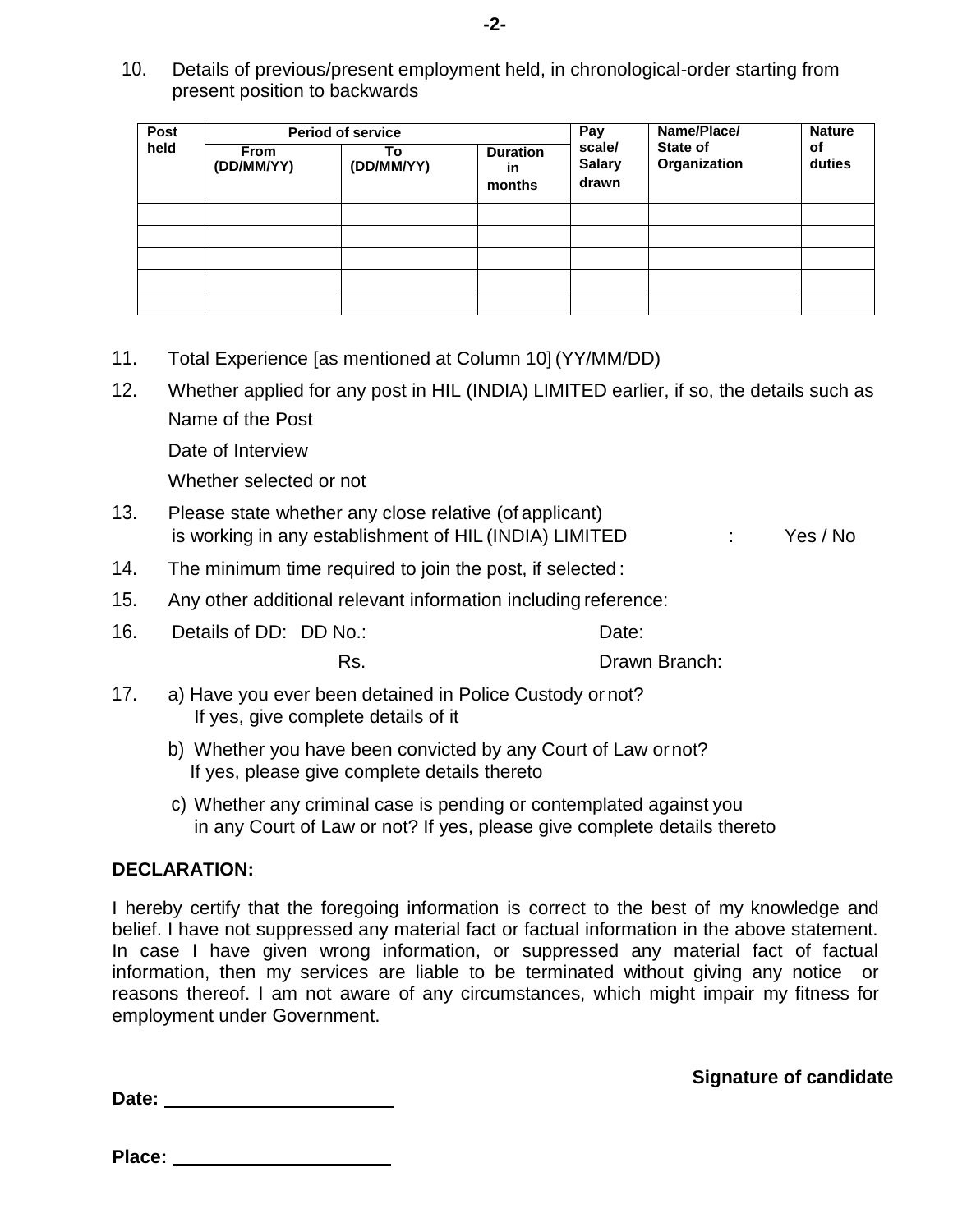10. Details of previous/present employment held, in chronological-order starting from present position to backwards

| Post held | Period of service | | | Pay scale/ Salary drawn | Name/Place/ State of Organization | Nature of duties |
|---|---|---|---|---|---|---|
| | From (DD/MM/YY) | To (DD/MM/YY) | Duration in months | | | |
| | | | | | | |
| | | | | | | |
| | | | | | | |
| | | | | | | |
| | | | | | | |

11. Total Experience [as mentioned at Column 10] (YY/MM/DD)

12. Whether applied for any post in HIL (INDIA) LIMITED earlier, if so, the details such as

    Name of the Post

    Date of Interview

    Whether selected or not

13. Please state whether any close relative (of applicant) is working in any establishment of HIL (INDIA) LIMITED : Yes / No

14. The minimum time required to join the post, if selected :

15. Any other additional relevant information including reference:

16. Details of DD: DD No.: Date:

    Rs. Drawn Branch:

17. a) Have you ever been detained in Police Custody or not? If yes, give complete details of it

    b) Whether you have been convicted by any Court of Law or not? If yes, please give complete details thereto

    c) Whether any criminal case is pending or contemplated against you in any Court of Law or not? If yes, please give complete details thereto

**DECLARATION:**

I hereby certify that the foregoing information is correct to the best of my knowledge and belief. I have not suppressed any material fact or factual information in the above statement. In case I have given wrong information, or suppressed any material fact of factual information, then my services are liable to be terminated without giving any notice or reasons thereof. I am not aware of any circumstances, which might impair my fitness for employment under Government.

**Signature of candidate**

**Date:** ____________________

**Place:** ____________________